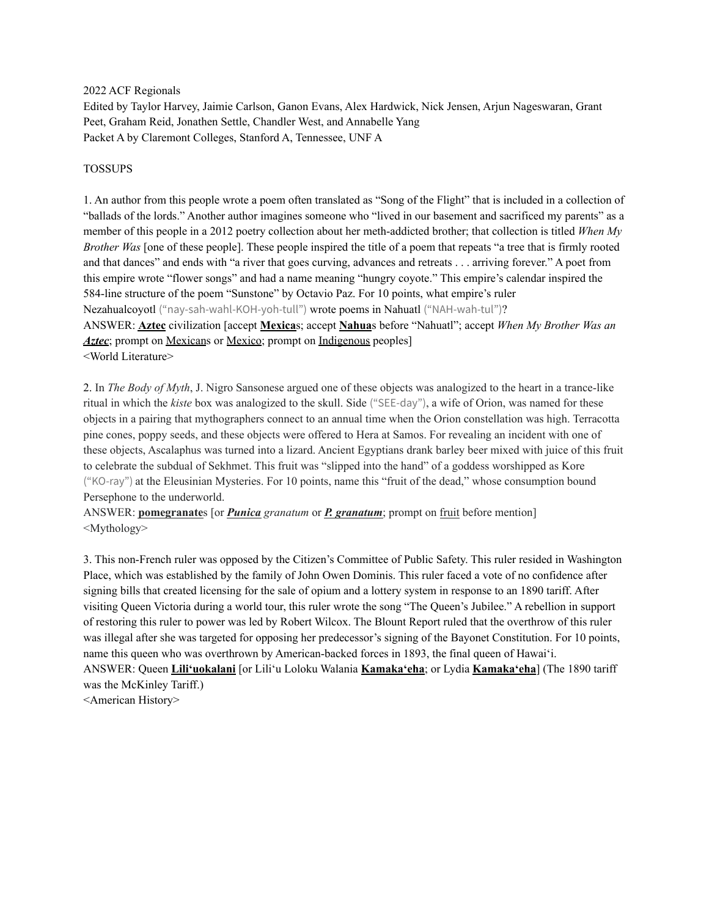2022 ACF Regionals
Edited by Taylor Harvey, Jaimie Carlson, Ganon Evans, Alex Hardwick, Nick Jensen, Arjun Nageswaran, Grant Peet, Graham Reid, Jonathen Settle, Chandler West, and Annabelle Yang
Packet A by Claremont Colleges, Stanford A, Tennessee, UNF A

TOSSUPS

1. An author from this people wrote a poem often translated as "Song of the Flight" that is included in a collection of "ballads of the lords." Another author imagines someone who "lived in our basement and sacrificed my parents" as a member of this people in a 2012 poetry collection about her meth-addicted brother; that collection is titled *When My Brother Was* [one of these people]. These people inspired the title of a poem that repeats "a tree that is firmly rooted and that dances" and ends with "a river that goes curving, advances and retreats . . . arriving forever." A poet from this empire wrote "flower songs" and had a name meaning "hungry coyote." This empire's calendar inspired the 584-line structure of the poem "Sunstone" by Octavio Paz. For 10 points, what empire's ruler Nezahualcoyotl ("nay-sah-wahl-KOH-yoh-tull") wrote poems in Nahuatl ("NAH-wah-tul")?
ANSWER: **Aztec** civilization [accept **Mexica**s; accept **Nahua**s before "Nahuatl"; accept *When My Brother Was an **Aztec***; prompt on Mexicans or Mexico; prompt on Indigenous peoples]
<World Literature>

2. In *The Body of Myth*, J. Nigro Sansonese argued one of these objects was analogized to the heart in a trance-like ritual in which the *kiste* box was analogized to the skull. Side ("SEE-day"), a wife of Orion, was named for these objects in a pairing that mythographers connect to an annual time when the Orion constellation was high. Terracotta pine cones, poppy seeds, and these objects were offered to Hera at Samos. For revealing an incident with one of these objects, Ascalaphus was turned into a lizard. Ancient Egyptians drank barley beer mixed with juice of this fruit to celebrate the subdual of Sekhmet. This fruit was "slipped into the hand" of a goddess worshipped as Kore ("KO-ray") at the Eleusinian Mysteries. For 10 points, name this "fruit of the dead," whose consumption bound Persephone to the underworld.
ANSWER: **pomegranate**s [or ***Punica*** *granatum* or ***P. granatum***; prompt on fruit before mention]
<Mythology>

3. This non-French ruler was opposed by the Citizen's Committee of Public Safety. This ruler resided in Washington Place, which was established by the family of John Owen Dominis. This ruler faced a vote of no confidence after signing bills that created licensing for the sale of opium and a lottery system in response to an 1890 tariff. After visiting Queen Victoria during a world tour, this ruler wrote the song "The Queen's Jubilee." A rebellion in support of restoring this ruler to power was led by Robert Wilcox. The Blount Report ruled that the overthrow of this ruler was illegal after she was targeted for opposing her predecessor's signing of the Bayonet Constitution. For 10 points, name this queen who was overthrown by American-backed forces in 1893, the final queen of Hawai'i.
ANSWER: Queen **Lili'uokalani** [or Lili'u Loloku Walania **Kamaka'eha**; or Lydia **Kamaka'eha**] (The 1890 tariff was the McKinley Tariff.)
<American History>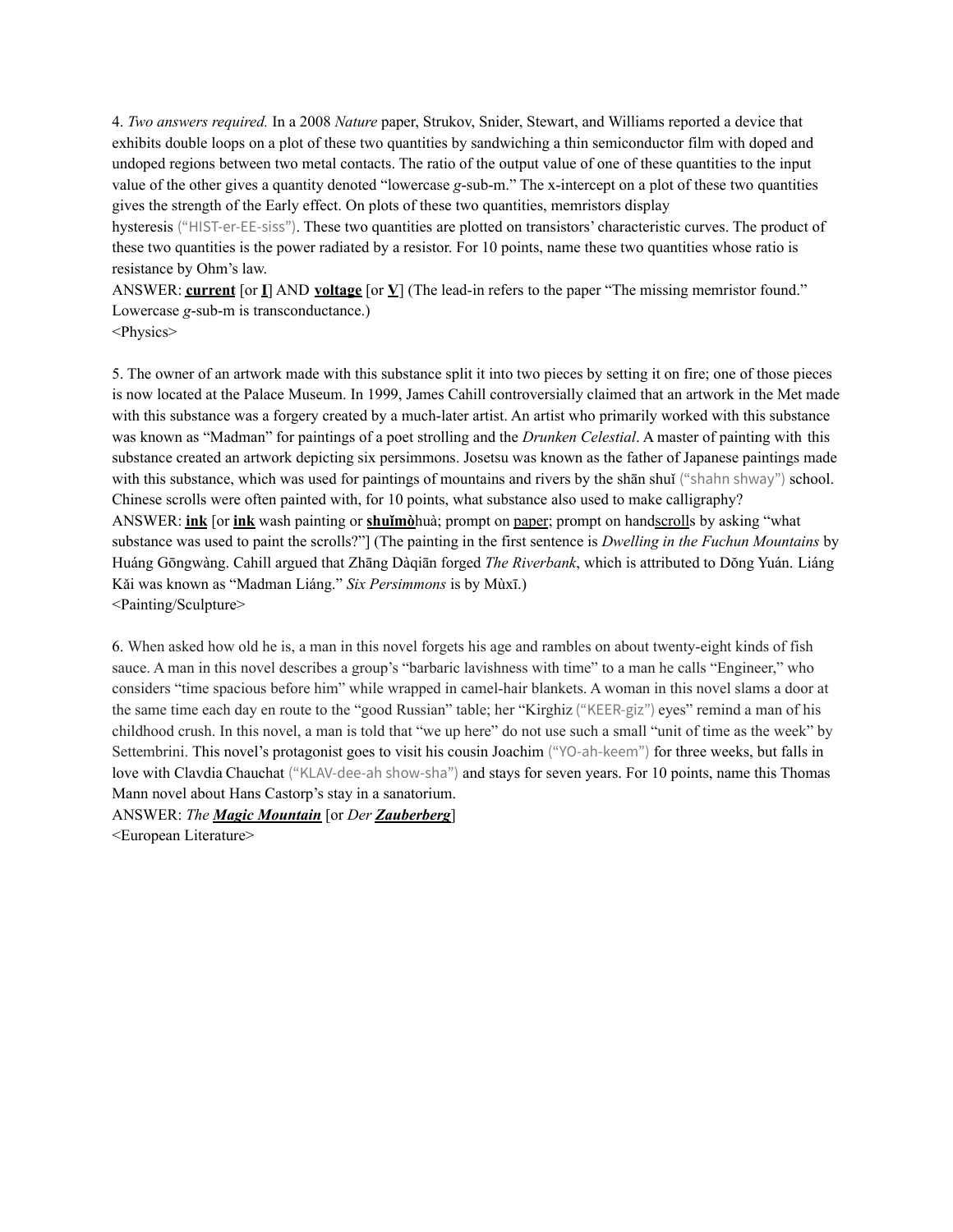4. *Two answers required.* In a 2008 *Nature* paper, Strukov, Snider, Stewart, and Williams reported a device that exhibits double loops on a plot of these two quantities by sandwiching a thin semiconductor film with doped and undoped regions between two metal contacts. The ratio of the output value of one of these quantities to the input value of the other gives a quantity denoted "lowercase *g*-sub-m." The x-intercept on a plot of these two quantities gives the strength of the Early effect. On plots of these two quantities, memristors display hysteresis ("HIST-er-EE-siss"). These two quantities are plotted on transistors' characteristic curves. The product of these two quantities is the power radiated by a resistor. For 10 points, name these two quantities whose ratio is resistance by Ohm's law.

ANSWER: **current** [or **I**] AND **voltage** [or **V**] (The lead-in refers to the paper "The missing memristor found." Lowercase *g*-sub-m is transconductance.)

<Physics>

5. The owner of an artwork made with this substance split it into two pieces by setting it on fire; one of those pieces is now located at the Palace Museum. In 1999, James Cahill controversially claimed that an artwork in the Met made with this substance was a forgery created by a much-later artist. An artist who primarily worked with this substance was known as "Madman" for paintings of a poet strolling and the *Drunken Celestial*. A master of painting with this substance created an artwork depicting six persimmons. Josetsu was known as the father of Japanese paintings made with this substance, which was used for paintings of mountains and rivers by the shān shuǐ ("shahn shway") school. Chinese scrolls were often painted with, for 10 points, what substance also used to make calligraphy?

ANSWER: **ink** [or **ink** wash painting or **shuǐmò**huà; prompt on paper; prompt on handscrolls by asking "what substance was used to paint the scrolls?"] (The painting in the first sentence is *Dwelling in the Fuchun Mountains* by Huáng Gōngwàng. Cahill argued that Zhāng Dàqiān forged *The Riverbank*, which is attributed to Dǒng Yuán. Liáng Kǎi was known as "Madman Liáng." *Six Persimmons* is by Mùxī.)

<Painting/Sculpture>

6. When asked how old he is, a man in this novel forgets his age and rambles on about twenty-eight kinds of fish sauce. A man in this novel describes a group's "barbaric lavishness with time" to a man he calls "Engineer," who considers "time spacious before him" while wrapped in camel-hair blankets. A woman in this novel slams a door at the same time each day en route to the "good Russian" table; her "Kirghiz ("KEER-giz") eyes" remind a man of his childhood crush. In this novel, a man is told that "we up here" do not use such a small "unit of time as the week" by Settembrini. This novel's protagonist goes to visit his cousin Joachim ("YO-ah-keem") for three weeks, but falls in love with Clavdia Chauchat ("KLAV-dee-ah show-sha") and stays for seven years. For 10 points, name this Thomas Mann novel about Hans Castorp's stay in a sanatorium.

ANSWER: *The **Magic Mountain*** [or *Der **Zauberberg***]

<European Literature>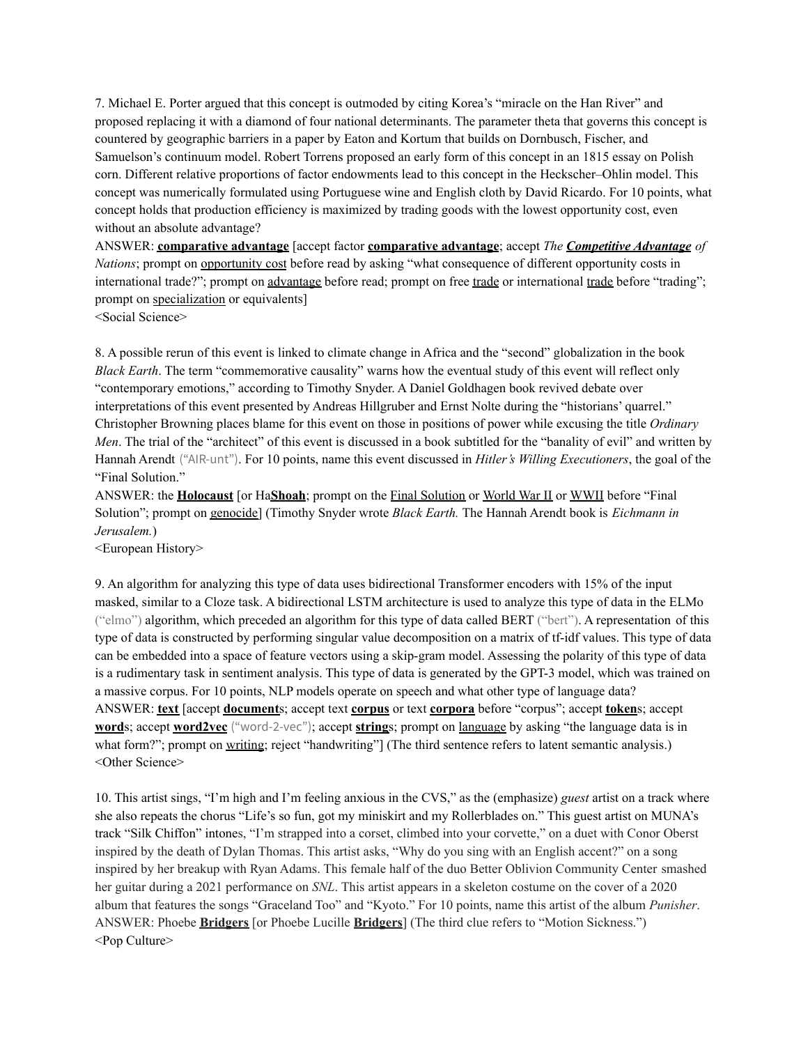7. Michael E. Porter argued that this concept is outmoded by citing Korea's "miracle on the Han River" and proposed replacing it with a diamond of four national determinants. The parameter theta that governs this concept is countered by geographic barriers in a paper by Eaton and Kortum that builds on Dornbusch, Fischer, and Samuelson's continuum model. Robert Torrens proposed an early form of this concept in an 1815 essay on Polish corn. Different relative proportions of factor endowments lead to this concept in the Heckscher–Ohlin model. This concept was numerically formulated using Portuguese wine and English cloth by David Ricardo. For 10 points, what concept holds that production efficiency is maximized by trading goods with the lowest opportunity cost, even without an absolute advantage?

ANSWER: **comparative advantage** [accept factor **comparative advantage**; accept *The **Competitive Advantage** of Nations*; prompt on opportunity cost before read by asking "what consequence of different opportunity costs in international trade?"; prompt on advantage before read; prompt on free trade or international trade before "trading"; prompt on specialization or equivalents]

<Social Science>

8. A possible rerun of this event is linked to climate change in Africa and the "second" globalization in the book *Black Earth*. The term "commemorative causality" warns how the eventual study of this event will reflect only "contemporary emotions," according to Timothy Snyder. A Daniel Goldhagen book revived debate over interpretations of this event presented by Andreas Hillgruber and Ernst Nolte during the "historians' quarrel." Christopher Browning places blame for this event on those in positions of power while excusing the title *Ordinary Men*. The trial of the "architect" of this event is discussed in a book subtitled for the "banality of evil" and written by Hannah Arendt ("AIR-unt"). For 10 points, name this event discussed in *Hitler's Willing Executioners*, the goal of the "Final Solution."

ANSWER: the **Holocaust** [or Ha**Shoah**; prompt on the Final Solution or World War II or WWII before "Final Solution"; prompt on genocide] (Timothy Snyder wrote *Black Earth.* The Hannah Arendt book is *Eichmann in Jerusalem.*)

<European History>

9. An algorithm for analyzing this type of data uses bidirectional Transformer encoders with 15% of the input masked, similar to a Cloze task. A bidirectional LSTM architecture is used to analyze this type of data in the ELMo ("elmo") algorithm, which preceded an algorithm for this type of data called BERT ("bert"). A representation of this type of data is constructed by performing singular value decomposition on a matrix of tf-idf values. This type of data can be embedded into a space of feature vectors using a skip-gram model. Assessing the polarity of this type of data is a rudimentary task in sentiment analysis. This type of data is generated by the GPT-3 model, which was trained on a massive corpus. For 10 points, NLP models operate on speech and what other type of language data?

ANSWER: **text** [accept **document**s; accept text **corpus** or text **corpora** before "corpus"; accept **token**s; accept **word**s; accept **word2vec** ("word-2-vec"); accept **string**s; prompt on language by asking "the language data is in what form?"; prompt on writing; reject "handwriting"] (The third sentence refers to latent semantic analysis.)

<Other Science>

10. This artist sings, "I'm high and I'm feeling anxious in the CVS," as the (emphasize) *guest* artist on a track where she also repeats the chorus "Life's so fun, got my miniskirt and my Rollerblades on." This guest artist on MUNA's track "Silk Chiffon" intones, "I'm strapped into a corset, climbed into your corvette," on a duet with Conor Oberst inspired by the death of Dylan Thomas. This artist asks, "Why do you sing with an English accent?" on a song inspired by her breakup with Ryan Adams. This female half of the duo Better Oblivion Community Center smashed her guitar during a 2021 performance on *SNL*. This artist appears in a skeleton costume on the cover of a 2020 album that features the songs "Graceland Too" and "Kyoto." For 10 points, name this artist of the album *Punisher*.

ANSWER: Phoebe **Bridgers** [or Phoebe Lucille **Bridgers**] (The third clue refers to "Motion Sickness.")

<Pop Culture>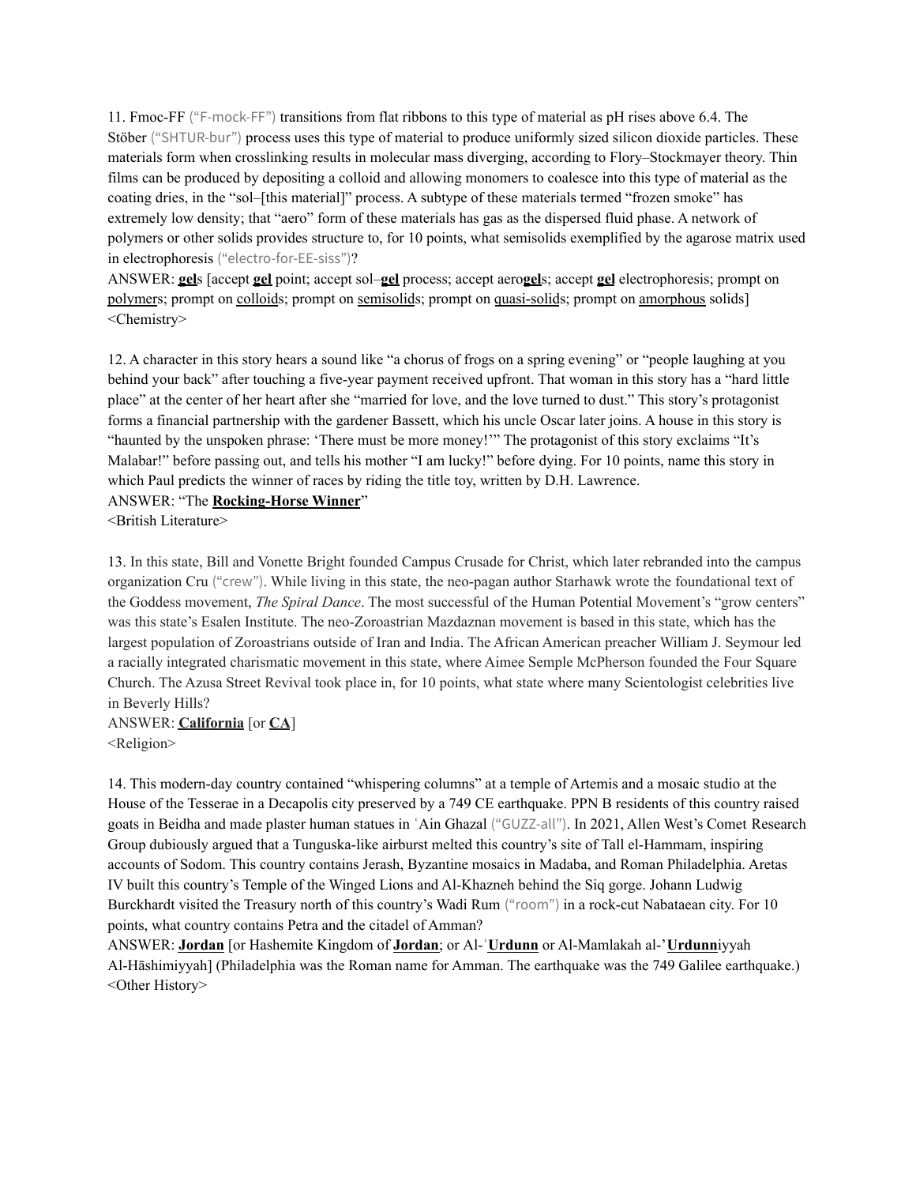11. Fmoc-FF ("F-mock-FF") transitions from flat ribbons to this type of material as pH rises above 6.4. The Stöber ("SHTUR-bur") process uses this type of material to produce uniformly sized silicon dioxide particles. These materials form when crosslinking results in molecular mass diverging, according to Flory–Stockmayer theory. Thin films can be produced by depositing a colloid and allowing monomers to coalesce into this type of material as the coating dries, in the "sol–[this material]" process. A subtype of these materials termed "frozen smoke" has extremely low density; that "aero" form of these materials has gas as the dispersed fluid phase. A network of polymers or other solids provides structure to, for 10 points, what semisolids exemplified by the agarose matrix used in electrophoresis ("electro-for-EE-siss")?

ANSWER: **gel**s [accept **gel** point; accept sol–**gel** process; accept aero**gel**s; accept **gel** electrophoresis; prompt on polymers; prompt on colloids; prompt on semisolids; prompt on quasi-solids; prompt on amorphous solids]

<Chemistry>

12. A character in this story hears a sound like "a chorus of frogs on a spring evening" or "people laughing at you behind your back" after touching a five-year payment received upfront. That woman in this story has a "hard little place" at the center of her heart after she "married for love, and the love turned to dust." This story's protagonist forms a financial partnership with the gardener Bassett, which his uncle Oscar later joins. A house in this story is "haunted by the unspoken phrase: 'There must be more money!'" The protagonist of this story exclaims "It's Malabar!" before passing out, and tells his mother "I am lucky!" before dying. For 10 points, name this story in which Paul predicts the winner of races by riding the title toy, written by D.H. Lawrence.

ANSWER: "The **Rocking-Horse Winner**"

<British Literature>

13. In this state, Bill and Vonette Bright founded Campus Crusade for Christ, which later rebranded into the campus organization Cru ("crew"). While living in this state, the neo-pagan author Starhawk wrote the foundational text of the Goddess movement, *The Spiral Dance*. The most successful of the Human Potential Movement's "grow centers" was this state's Esalen Institute. The neo-Zoroastrian Mazdaznan movement is based in this state, which has the largest population of Zoroastrians outside of Iran and India. The African American preacher William J. Seymour led a racially integrated charismatic movement in this state, where Aimee Semple McPherson founded the Four Square Church. The Azusa Street Revival took place in, for 10 points, what state where many Scientologist celebrities live in Beverly Hills?

ANSWER: **California** [or **CA**]

<Religion>

14. This modern-day country contained "whispering columns" at a temple of Artemis and a mosaic studio at the House of the Tesserae in a Decapolis city preserved by a 749 CE earthquake. PPN B residents of this country raised goats in Beidha and made plaster human statues in ʿAin Ghazal ("GUZZ-all"). In 2021, Allen West's Comet Research Group dubiously argued that a Tunguska-like airburst melted this country's site of Tall el-Hammam, inspiring accounts of Sodom. This country contains Jerash, Byzantine mosaics in Madaba, and Roman Philadelphia. Aretas IV built this country's Temple of the Winged Lions and Al-Khazneh behind the Siq gorge. Johann Ludwig Burckhardt visited the Treasury north of this country's Wadi Rum ("room") in a rock-cut Nabataean city. For 10 points, what country contains Petra and the citadel of Amman?

ANSWER: **Jordan** [or Hashemite Kingdom of **Jordan**; or Al-ʾ**Urdunn** or Al-Mamlakah al-ʾ**Urdunn**iyyah Al-Hāshimiyyah] (Philadelphia was the Roman name for Amman. The earthquake was the 749 Galilee earthquake.)

<Other History>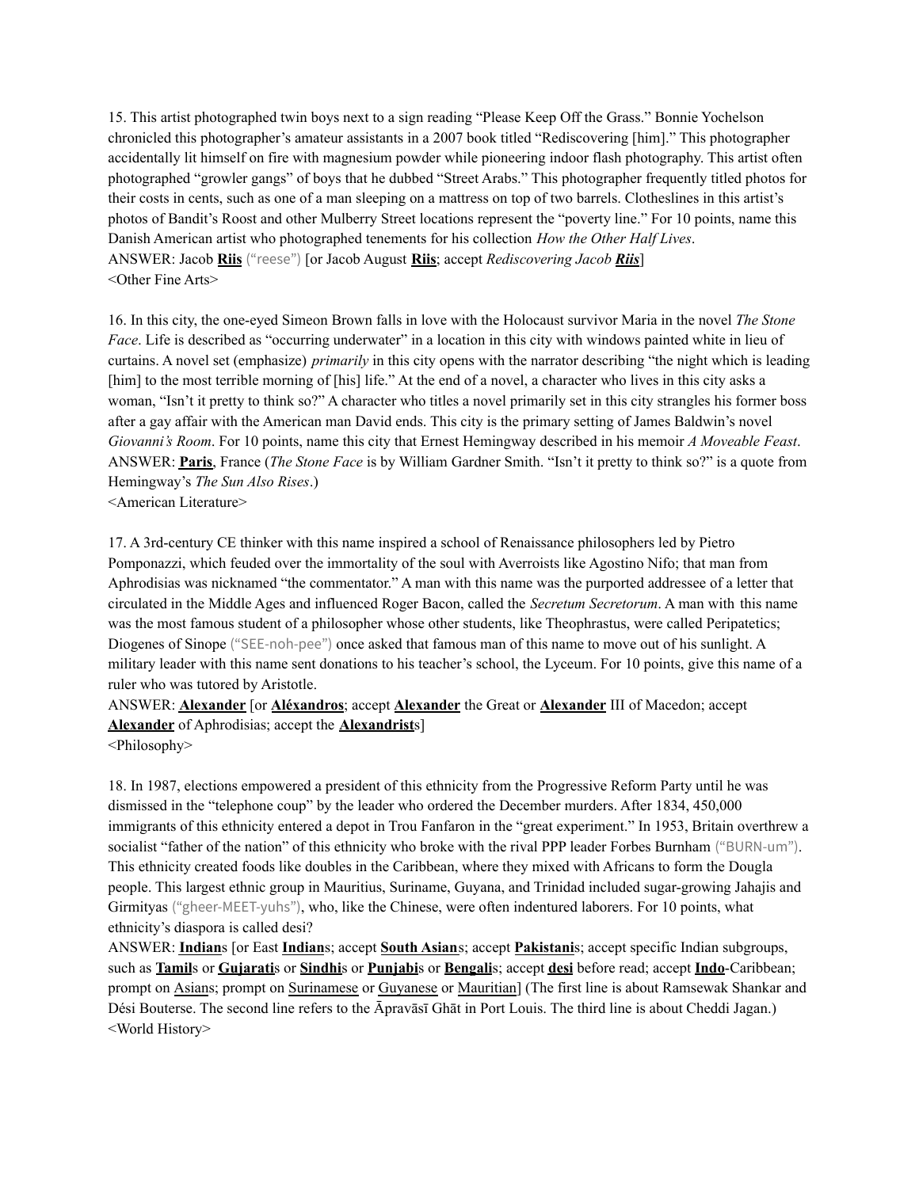15. This artist photographed twin boys next to a sign reading "Please Keep Off the Grass." Bonnie Yochelson chronicled this photographer's amateur assistants in a 2007 book titled "Rediscovering [him]." This photographer accidentally lit himself on fire with magnesium powder while pioneering indoor flash photography. This artist often photographed "growler gangs" of boys that he dubbed "Street Arabs." This photographer frequently titled photos for their costs in cents, such as one of a man sleeping on a mattress on top of two barrels. Clotheslines in this artist's photos of Bandit's Roost and other Mulberry Street locations represent the "poverty line." For 10 points, name this Danish American artist who photographed tenements for his collection *How the Other Half Lives*.

ANSWER: Jacob **Riis** ("reese") [or Jacob August **Riis**; accept *Rediscovering Jacob **Riis***]

<Other Fine Arts>

16. In this city, the one-eyed Simeon Brown falls in love with the Holocaust survivor Maria in the novel *The Stone Face*. Life is described as "occurring underwater" in a location in this city with windows painted white in lieu of curtains. A novel set (emphasize) *primarily* in this city opens with the narrator describing "the night which is leading [him] to the most terrible morning of [his] life." At the end of a novel, a character who lives in this city asks a woman, "Isn't it pretty to think so?" A character who titles a novel primarily set in this city strangles his former boss after a gay affair with the American man David ends. This city is the primary setting of James Baldwin's novel *Giovanni's Room*. For 10 points, name this city that Ernest Hemingway described in his memoir *A Moveable Feast*.

ANSWER: **Paris**, France (*The Stone Face* is by William Gardner Smith. "Isn't it pretty to think so?" is a quote from Hemingway's *The Sun Also Rises*.)

<American Literature>

17. A 3rd-century CE thinker with this name inspired a school of Renaissance philosophers led by Pietro Pomponazzi, which feuded over the immortality of the soul with Averroists like Agostino Nifo; that man from Aphrodisias was nicknamed "the commentator." A man with this name was the purported addressee of a letter that circulated in the Middle Ages and influenced Roger Bacon, called the *Secretum Secretorum*. A man with this name was the most famous student of a philosopher whose other students, like Theophrastus, were called Peripatetics; Diogenes of Sinope ("SEE-noh-pee") once asked that famous man of this name to move out of his sunlight. A military leader with this name sent donations to his teacher's school, the Lyceum. For 10 points, give this name of a ruler who was tutored by Aristotle.

ANSWER: **Alexander** [or **Aléxandros**; accept **Alexander** the Great or **Alexander** III of Macedon; accept **Alexander** of Aphrodisias; accept the **Alexandrist**s]

<Philosophy>

18. In 1987, elections empowered a president of this ethnicity from the Progressive Reform Party until he was dismissed in the "telephone coup" by the leader who ordered the December murders. After 1834, 450,000 immigrants of this ethnicity entered a depot in Trou Fanfaron in the "great experiment." In 1953, Britain overthrew a socialist "father of the nation" of this ethnicity who broke with the rival PPP leader Forbes Burnham ("BURN-um"). This ethnicity created foods like doubles in the Caribbean, where they mixed with Africans to form the Dougla people. This largest ethnic group in Mauritius, Suriname, Guyana, and Trinidad included sugar-growing Jahajis and Girmityas ("gheer-MEET-yuhs"), who, like the Chinese, were often indentured laborers. For 10 points, what ethnicity's diaspora is called desi?

ANSWER: **Indian**s [or East **Indian**s; accept **South Asian**s; accept **Pakistani**s; accept specific Indian subgroups, such as **Tamil**s or **Gujarati**s or **Sindhi**s or **Punjabi**s or **Bengali**s; accept **desi** before read; accept **Indo**-Caribbean; prompt on Asians; prompt on Surinamese or Guyanese or Mauritian] (The first line is about Ramsewak Shankar and Dési Bouterse. The second line refers to the Āpravāsī Ghāt in Port Louis. The third line is about Cheddi Jagan.)

<World History>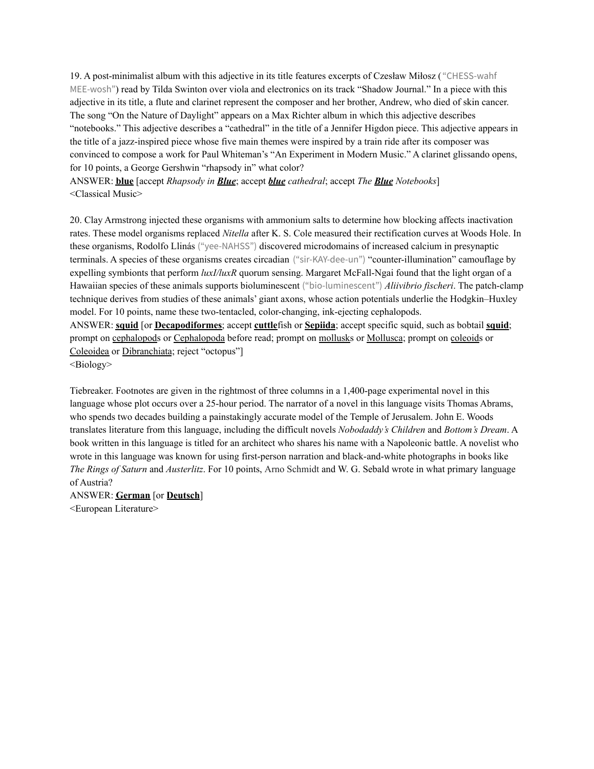19. A post-minimalist album with this adjective in its title features excerpts of Czesław Miłosz (“CHESS-wahf MEE-wosh”) read by Tilda Swinton over viola and electronics on its track “Shadow Journal.” In a piece with this adjective in its title, a flute and clarinet represent the composer and her brother, Andrew, who died of skin cancer. The song “On the Nature of Daylight” appears on a Max Richter album in which this adjective describes “notebooks.” This adjective describes a “cathedral” in the title of a Jennifer Higdon piece. This adjective appears in the title of a jazz-inspired piece whose five main themes were inspired by a train ride after its composer was convinced to compose a work for Paul Whiteman’s “An Experiment in Modern Music.” A clarinet glissando opens, for 10 points, a George Gershwin “rhapsody in” what color?

ANSWER: **<u>blue</u>** [accept *Rhapsody in* ***<u>Blue</u>***; accept ***<u>blue</u>*** *cathedral*; accept *The* ***<u>Blue</u>*** *Notebooks*]

<Classical Music>

20. Clay Armstrong injected these organisms with ammonium salts to determine how blocking affects inactivation rates. These model organisms replaced *Nitella* after K. S. Cole measured their rectification curves at Woods Hole. In these organisms, Rodolfo Llinás (“yee-NAHSS”) discovered microdomains of increased calcium in presynaptic terminals. A species of these organisms creates circadian (“sir-KAY-dee-un”) “counter-illumination” camouflage by expelling symbionts that perform *luxI/luxR* quorum sensing. Margaret McFall-Ngai found that the light organ of a Hawaiian species of these animals supports bioluminescent (“bio-luminescent”) *Aliivibrio fischeri*. The patch-clamp technique derives from studies of these animals’ giant axons, whose action potentials underlie the Hodgkin–Huxley model. For 10 points, name these two-tentacled, color-changing, ink-ejecting cephalopods.

ANSWER: **<u>squid</u>** [or **<u>Decapodiformes</u>**; accept **<u>cuttle</u>**fish or **<u>Sepiida</u>**; accept specific squid, such as bobtail **<u>squid</u>**; prompt on <u>cephalopod</u>s or <u>Cephalopoda</u> before read; prompt on <u>mollusk</u>s or <u>Mollusca</u>; prompt on <u>coleoid</u>s or <u>Coleoidea</u> or <u>Dibranchiata</u>; reject “octopus”]

<Biology>

Tiebreaker. Footnotes are given in the rightmost of three columns in a 1,400-page experimental novel in this language whose plot occurs over a 25-hour period. The narrator of a novel in this language visits Thomas Abrams, who spends two decades building a painstakingly accurate model of the Temple of Jerusalem. John E. Woods translates literature from this language, including the difficult novels *Nobodaddy’s Children* and *Bottom’s Dream*. A book written in this language is titled for an architect who shares his name with a Napoleonic battle. A novelist who wrote in this language was known for using first-person narration and black-and-white photographs in books like *The Rings of Saturn* and *Austerlitz*. For 10 points, Arno Schmidt and W. G. Sebald wrote in what primary language of Austria?

ANSWER: **<u>German</u>** [or **<u>Deutsch</u>**]

<European Literature>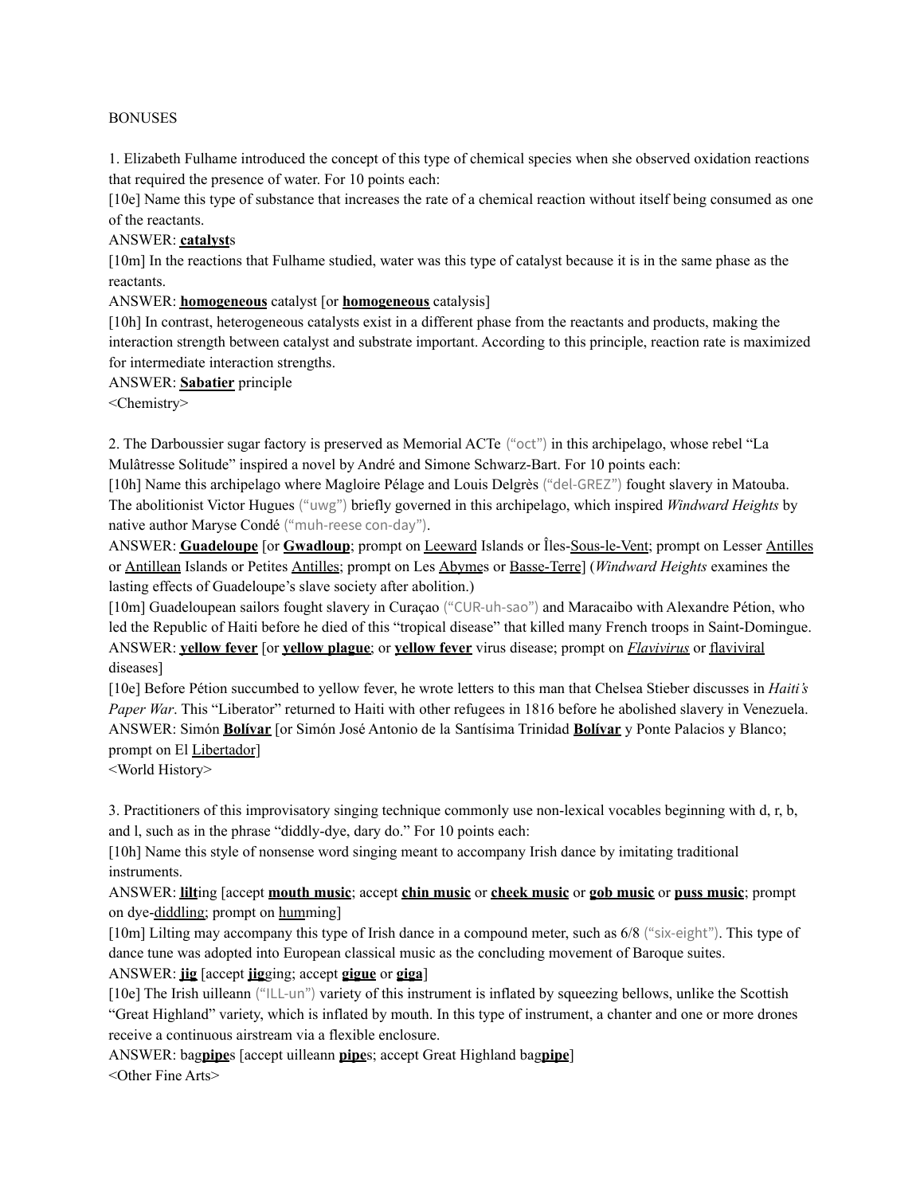BONUSES

1. Elizabeth Fulhame introduced the concept of this type of chemical species when she observed oxidation reactions that required the presence of water. For 10 points each:

[10e] Name this type of substance that increases the rate of a chemical reaction without itself being consumed as one of the reactants.

ANSWER: **<u>catalyst</u>**s

[10m] In the reactions that Fulhame studied, water was this type of catalyst because it is in the same phase as the reactants.

ANSWER: **<u>homogeneous</u>** catalyst [or **<u>homogeneous</u>** catalysis]

[10h] In contrast, heterogeneous catalysts exist in a different phase from the reactants and products, making the interaction strength between catalyst and substrate important. According to this principle, reaction rate is maximized for intermediate interaction strengths.

ANSWER: **<u>Sabatier</u>** principle

<Chemistry>

2. The Darboussier sugar factory is preserved as Memorial ACTe ("oct") in this archipelago, whose rebel "La Mulâtresse Solitude" inspired a novel by André and Simone Schwarz-Bart. For 10 points each:

[10h] Name this archipelago where Magloire Pélage and Louis Delgrès ("del-GREZ") fought slavery in Matouba. The abolitionist Victor Hugues ("uwg") briefly governed in this archipelago, which inspired *Windward Heights* by native author Maryse Condé ("muh-reese con-day").

ANSWER: **<u>Guadeloupe</u>** [or **<u>Gwadloup</u>**; prompt on <u>Leeward</u> Islands or Îles-<u>Sous-le-Vent</u>; prompt on Lesser <u>Antilles</u> or <u>Antillean</u> Islands or Petites <u>Antilles</u>; prompt on Les <u>Abyme</u>s or <u>Basse-Terre</u>] (*Windward Heights* examines the lasting effects of Guadeloupe's slave society after abolition.)

[10m] Guadeloupean sailors fought slavery in Curaçao ("CUR-uh-sao") and Maracaibo with Alexandre Pétion, who led the Republic of Haiti before he died of this "tropical disease" that killed many French troops in Saint-Domingue.

ANSWER: **<u>yellow fever</u>** [or **<u>yellow plague</u>**; or **<u>yellow fever</u>** virus disease; prompt on *<u>Flavivirus</u>* or <u>flaviviral</u> diseases]

[10e] Before Pétion succumbed to yellow fever, he wrote letters to this man that Chelsea Stieber discusses in *Haiti's Paper War*. This "Liberator" returned to Haiti with other refugees in 1816 before he abolished slavery in Venezuela.

ANSWER: Simón **<u>Bolívar</u>** [or Simón José Antonio de la Santísima Trinidad **<u>Bolívar</u>** y Ponte Palacios y Blanco; prompt on El <u>Libertador</u>]

<World History>

3. Practitioners of this improvisatory singing technique commonly use non-lexical vocables beginning with d, r, b, and l, such as in the phrase "diddly-dye, dary do." For 10 points each:

[10h] Name this style of nonsense word singing meant to accompany Irish dance by imitating traditional instruments.

ANSWER: **<u>lilt</u>**ing [accept **<u>mouth music</u>**; accept **<u>chin music</u>** or **<u>cheek music</u>** or **<u>gob music</u>** or **<u>puss music</u>**; prompt on dye-<u>diddling</u>; prompt on <u>hum</u>ming]

[10m] Lilting may accompany this type of Irish dance in a compound meter, such as 6/8 ("six-eight"). This type of dance tune was adopted into European classical music as the concluding movement of Baroque suites.

ANSWER: **<u>jig</u>** [accept **<u>jig</u>**ging; accept **<u>gigue</u>** or **<u>giga</u>**]

[10e] The Irish uilleann ("ILL-un") variety of this instrument is inflated by squeezing bellows, unlike the Scottish "Great Highland" variety, which is inflated by mouth. In this type of instrument, a chanter and one or more drones receive a continuous airstream via a flexible enclosure.

ANSWER: bag**<u>pipe</u>**s [accept uilleann **<u>pipe</u>**s; accept Great Highland bag**<u>pipe</u>**]

<Other Fine Arts>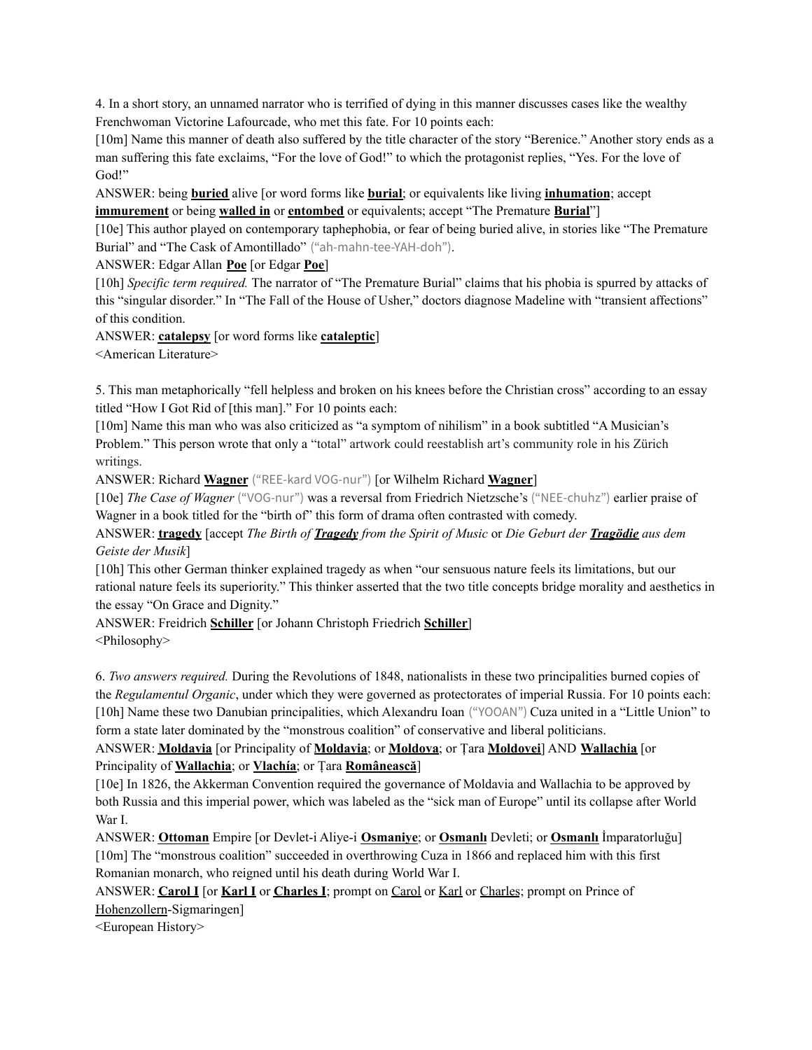4. In a short story, an unnamed narrator who is terrified of dying in this manner discusses cases like the wealthy Frenchwoman Victorine Lafourcade, who met this fate. For 10 points each:

[10m] Name this manner of death also suffered by the title character of the story "Berenice." Another story ends as a man suffering this fate exclaims, "For the love of God!" to which the protagonist replies, "Yes. For the love of God!"

ANSWER: being **buried** alive [or word forms like **burial**; or equivalents like living **inhumation**; accept **immurement** or being **walled in** or **entombed** or equivalents; accept "The Premature **Burial**"]

[10e] This author played on contemporary taphephobia, or fear of being buried alive, in stories like "The Premature Burial" and "The Cask of Amontillado" ("ah-mahn-tee-YAH-doh").

ANSWER: Edgar Allan **Poe** [or Edgar **Poe**]

[10h] *Specific term required.* The narrator of "The Premature Burial" claims that his phobia is spurred by attacks of this "singular disorder." In "The Fall of the House of Usher," doctors diagnose Madeline with "transient affections" of this condition.

ANSWER: **catalepsy** [or word forms like **cataleptic**]

<American Literature>

5. This man metaphorically "fell helpless and broken on his knees before the Christian cross" according to an essay titled "How I Got Rid of [this man]." For 10 points each:

[10m] Name this man who was also criticized as "a symptom of nihilism" in a book subtitled "A Musician's Problem." This person wrote that only a "total" artwork could reestablish art's community role in his Zürich writings.

ANSWER: Richard **Wagner** ("REE-kard VOG-nur") [or Wilhelm Richard **Wagner**]

[10e] *The Case of Wagner* ("VOG-nur") was a reversal from Friedrich Nietzsche's ("NEE-chuhz") earlier praise of Wagner in a book titled for the "birth of" this form of drama often contrasted with comedy.

ANSWER: **tragedy** [accept *The Birth of **Tragedy** from the Spirit of Music* or *Die Geburt der **Tragödie** aus dem Geiste der Musik*]

[10h] This other German thinker explained tragedy as when "our sensuous nature feels its limitations, but our rational nature feels its superiority." This thinker asserted that the two title concepts bridge morality and aesthetics in the essay "On Grace and Dignity."

ANSWER: Freidrich **Schiller** [or Johann Christoph Friedrich **Schiller**]

<Philosophy>

6. *Two answers required.* During the Revolutions of 1848, nationalists in these two principalities burned copies of the *Regulamentul Organic*, under which they were governed as protectorates of imperial Russia. For 10 points each:

[10h] Name these two Danubian principalities, which Alexandru Ioan ("YOOAN") Cuza united in a "Little Union" to form a state later dominated by the "monstrous coalition" of conservative and liberal politicians.

ANSWER: **Moldavia** [or Principality of **Moldavia**; or **Moldova**; or Țara **Moldovei**] AND **Wallachia** [or Principality of **Wallachia**; or **Vlachía**; or Țara **Românească**]

[10e] In 1826, the Akkerman Convention required the governance of Moldavia and Wallachia to be approved by both Russia and this imperial power, which was labeled as the "sick man of Europe" until its collapse after World War I.

ANSWER: **Ottoman** Empire [or Devlet-i Aliye-i **Osmaniye**; or **Osmanlı** Devleti; or **Osmanlı** İmparatorluğu]

[10m] The "monstrous coalition" succeeded in overthrowing Cuza in 1866 and replaced him with this first Romanian monarch, who reigned until his death during World War I.

ANSWER: **Carol I** [or **Karl I** or **Charles I**; prompt on Carol or Karl or Charles; prompt on Prince of Hohenzollern-Sigmaringen]

<European History>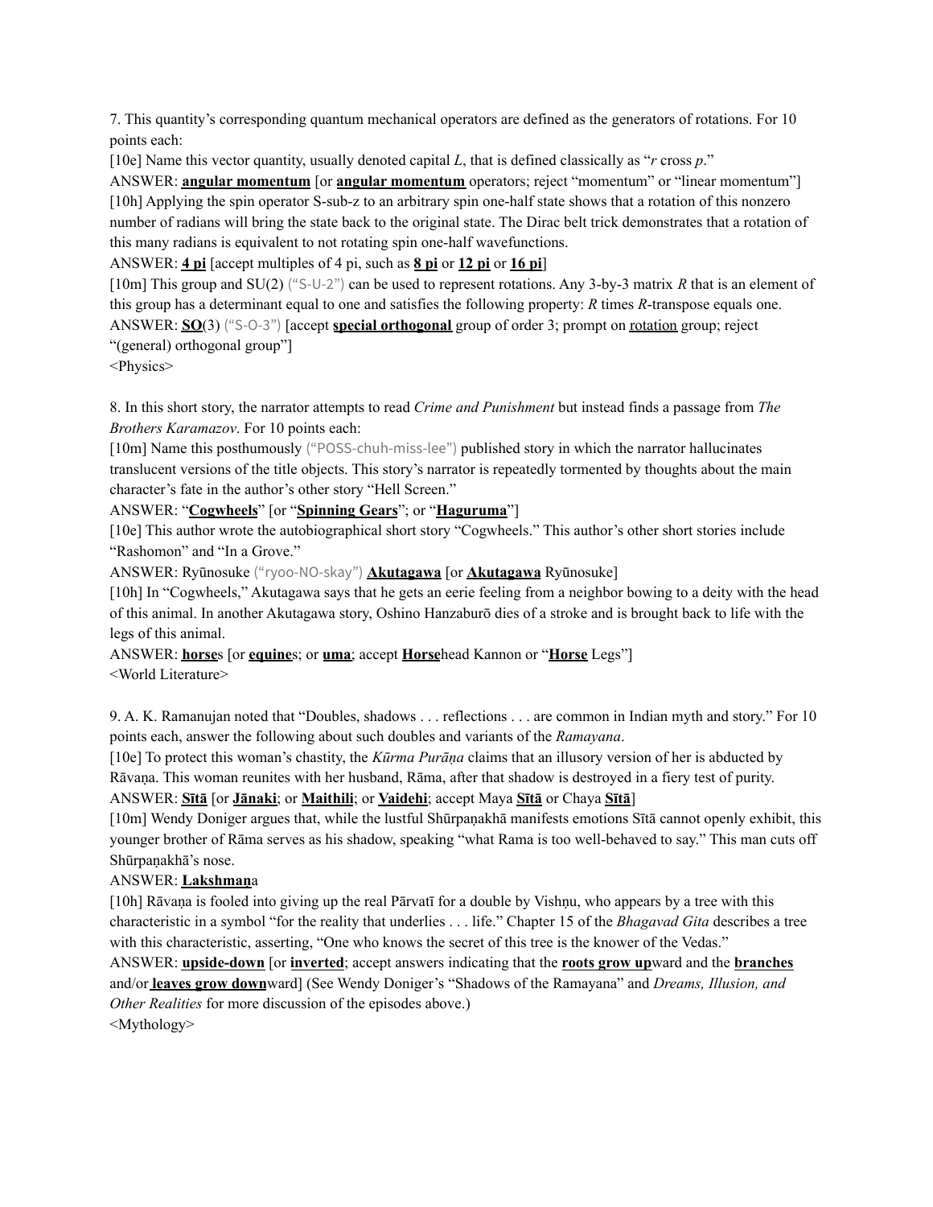7. This quantity's corresponding quantum mechanical operators are defined as the generators of rotations. For 10 points each:

[10e] Name this vector quantity, usually denoted capital $L$, that is defined classically as "$r$ cross $p$."

ANSWER: **angular momentum** [or **angular momentum** operators; reject "momentum" or "linear momentum"]

[10h] Applying the spin operator S-sub-z to an arbitrary spin one-half state shows that a rotation of this nonzero number of radians will bring the state back to the original state. The Dirac belt trick demonstrates that a rotation of this many radians is equivalent to not rotating spin one-half wavefunctions.

ANSWER: **4 pi** [accept multiples of 4 pi, such as **8 pi** or **12 pi** or **16 pi**]

[10m] This group and SU(2) ("S-U-2") can be used to represent rotations. Any 3-by-3 matrix $R$ that is an element of this group has a determinant equal to one and satisfies the following property: $R$ times $R$-transpose equals one.

ANSWER: **SO**(3) ("S-O-3") [accept **special orthogonal** group of order 3; prompt on rotation group; reject "(general) orthogonal group"]

<Physics>

8. In this short story, the narrator attempts to read *Crime and Punishment* but instead finds a passage from *The Brothers Karamazov*. For 10 points each:

[10m] Name this posthumously ("POSS-chuh-miss-lee") published story in which the narrator hallucinates translucent versions of the title objects. This story's narrator is repeatedly tormented by thoughts about the main character's fate in the author's other story "Hell Screen."

ANSWER: "**Cogwheels**" [or "**Spinning Gears**"; or "**Haguruma**"]

[10e] This author wrote the autobiographical short story "Cogwheels." This author's other short stories include "Rashomon" and "In a Grove."

ANSWER: Ryūnosuke ("ryoo-NO-skay") **Akutagawa** [or **Akutagawa** Ryūnosuke]

[10h] In "Cogwheels," Akutagawa says that he gets an eerie feeling from a neighbor bowing to a deity with the head of this animal. In another Akutagawa story, Oshino Hanzaburō dies of a stroke and is brought back to life with the legs of this animal.

ANSWER: **horse**s [or **equine**s; or **uma**; accept **Horse**head Kannon or "**Horse** Legs"]

<World Literature>

9. A. K. Ramanujan noted that "Doubles, shadows . . . reflections . . . are common in Indian myth and story." For 10 points each, answer the following about such doubles and variants of the *Ramayana*.

[10e] To protect this woman's chastity, the *Kūrma Purāṇa* claims that an illusory version of her is abducted by Rāvaṇa. This woman reunites with her husband, Rāma, after that shadow is destroyed in a fiery test of purity.

ANSWER: **Sītā** [or **Jānaki**; or **Maithili**; or **Vaidehi**; accept Maya **Sītā** or Chaya **Sītā**]

[10m] Wendy Doniger argues that, while the lustful Shūrpaṇakhā manifests emotions Sītā cannot openly exhibit, this younger brother of Rāma serves as his shadow, speaking "what Rama is too well-behaved to say." This man cuts off Shūrpaṇakhā's nose.

ANSWER: **Lakshmaṇ**a

[10h] Rāvaṇa is fooled into giving up the real Pārvatī for a double by Vishṇu, who appears by a tree with this characteristic in a symbol "for the reality that underlies . . . life." Chapter 15 of the *Bhagavad Gita* describes a tree with this characteristic, asserting, "One who knows the secret of this tree is the knower of the Vedas."

ANSWER: **upside-down** [or **inverted**; accept answers indicating that the **roots grow up**ward and the **branches** and/or **leaves grow down**ward] (See Wendy Doniger's "Shadows of the Ramayana" and *Dreams, Illusion, and Other Realities* for more discussion of the episodes above.)

<Mythology>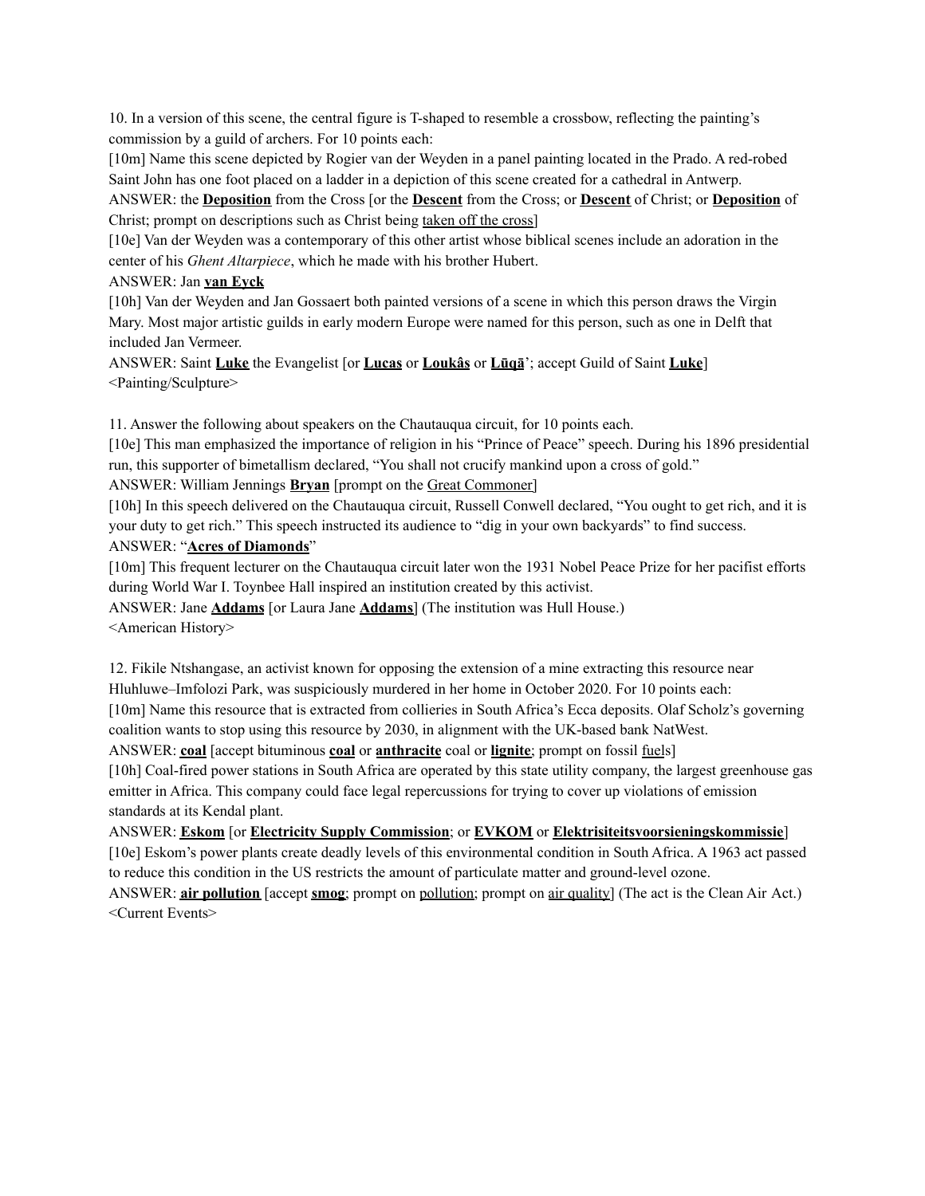10. In a version of this scene, the central figure is T-shaped to resemble a crossbow, reflecting the painting's commission by a guild of archers. For 10 points each:

[10m] Name this scene depicted by Rogier van der Weyden in a panel painting located in the Prado. A red-robed Saint John has one foot placed on a ladder in a depiction of this scene created for a cathedral in Antwerp.

ANSWER: the **Deposition** from the Cross [or the **Descent** from the Cross; or **Descent** of Christ; or **Deposition** of Christ; prompt on descriptions such as Christ being taken off the cross]

[10e] Van der Weyden was a contemporary of this other artist whose biblical scenes include an adoration in the center of his *Ghent Altarpiece*, which he made with his brother Hubert.

ANSWER: Jan **van Eyck**

[10h] Van der Weyden and Jan Gossaert both painted versions of a scene in which this person draws the Virgin Mary. Most major artistic guilds in early modern Europe were named for this person, such as one in Delft that included Jan Vermeer.

ANSWER: Saint **Luke** the Evangelist [or **Lucas** or **Loukâs** or **Lūqā**'; accept Guild of Saint **Luke**]

<Painting/Sculpture>

11. Answer the following about speakers on the Chautauqua circuit, for 10 points each.

[10e] This man emphasized the importance of religion in his "Prince of Peace" speech. During his 1896 presidential run, this supporter of bimetallism declared, "You shall not crucify mankind upon a cross of gold."

ANSWER: William Jennings **Bryan** [prompt on the Great Commoner]

[10h] In this speech delivered on the Chautauqua circuit, Russell Conwell declared, "You ought to get rich, and it is your duty to get rich." This speech instructed its audience to "dig in your own backyards" to find success.

ANSWER: "**Acres of Diamonds**"

[10m] This frequent lecturer on the Chautauqua circuit later won the 1931 Nobel Peace Prize for her pacifist efforts during World War I. Toynbee Hall inspired an institution created by this activist.

ANSWER: Jane **Addams** [or Laura Jane **Addams**] (The institution was Hull House.)

<American History>

12. Fikile Ntshangase, an activist known for opposing the extension of a mine extracting this resource near Hluhluwe–Imfolozi Park, was suspiciously murdered in her home in October 2020. For 10 points each:

[10m] Name this resource that is extracted from collieries in South Africa's Ecca deposits. Olaf Scholz's governing coalition wants to stop using this resource by 2030, in alignment with the UK-based bank NatWest.

ANSWER: **coal** [accept bituminous **coal** or **anthracite** coal or **lignite**; prompt on fossil fuels]

[10h] Coal-fired power stations in South Africa are operated by this state utility company, the largest greenhouse gas emitter in Africa. This company could face legal repercussions for trying to cover up violations of emission standards at its Kendal plant.

ANSWER: **Eskom** [or **Electricity Supply Commission**; or **EVKOM** or **Elektrisiteitsvoorsieningskommissie**]

[10e] Eskom's power plants create deadly levels of this environmental condition in South Africa. A 1963 act passed to reduce this condition in the US restricts the amount of particulate matter and ground-level ozone.

ANSWER: **air pollution** [accept **smog**; prompt on pollution; prompt on air quality] (The act is the Clean Air Act.)

<Current Events>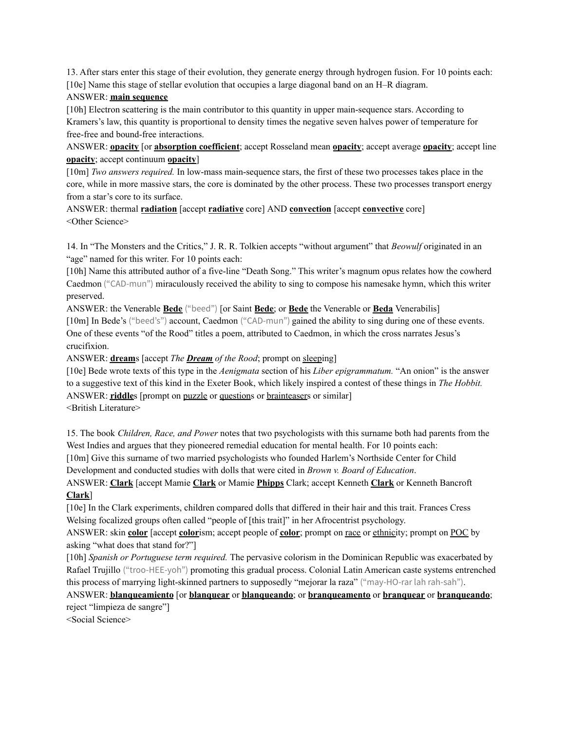13. After stars enter this stage of their evolution, they generate energy through hydrogen fusion. For 10 points each:

[10e] Name this stage of stellar evolution that occupies a large diagonal band on an H–R diagram.

ANSWER: **main sequence**

[10h] Electron scattering is the main contributor to this quantity in upper main-sequence stars. According to Kramers's law, this quantity is proportional to density times the negative seven halves power of temperature for free-free and bound-free interactions.

ANSWER: **opacity** [or **absorption coefficient**; accept Rosseland mean **opacity**; accept average **opacity**; accept line **opacity**; accept continuum **opacity**]

[10m] *Two answers required.* In low-mass main-sequence stars, the first of these two processes takes place in the core, while in more massive stars, the core is dominated by the other process. These two processes transport energy from a star's core to its surface.

ANSWER: thermal **radiation** [accept **radiative** core] AND **convection** [accept **convective** core]

<Other Science>

14. In "The Monsters and the Critics," J. R. R. Tolkien accepts "without argument" that *Beowulf* originated in an "age" named for this writer. For 10 points each:

[10h] Name this attributed author of a five-line "Death Song." This writer's magnum opus relates how the cowherd Caedmon ("CAD-mun") miraculously received the ability to sing to compose his namesake hymn, which this writer preserved.

ANSWER: the Venerable **Bede** ("beed") [or Saint **Bede**; or **Bede** the Venerable or **Beda** Venerabilis]

[10m] In Bede's ("beed's") account, Caedmon ("CAD-mun") gained the ability to sing during one of these events. One of these events "of the Rood" titles a poem, attributed to Caedmon, in which the cross narrates Jesus's crucifixion.

ANSWER: **dream**s [accept *The **Dream** of the Rood*; prompt on sleeping]

[10e] Bede wrote texts of this type in the *Aenigmata* section of his *Liber epigrammatum.* "An onion" is the answer to a suggestive text of this kind in the Exeter Book, which likely inspired a contest of these things in *The Hobbit.*

ANSWER: **riddle**s [prompt on puzzle or questions or brainteasers or similar]

<British Literature>

15. The book *Children, Race, and Power* notes that two psychologists with this surname both had parents from the West Indies and argues that they pioneered remedial education for mental health. For 10 points each:

[10m] Give this surname of two married psychologists who founded Harlem's Northside Center for Child Development and conducted studies with dolls that were cited in *Brown v. Board of Education*.

ANSWER: **Clark** [accept Mamie **Clark** or Mamie **Phipps** Clark; accept Kenneth **Clark** or Kenneth Bancroft **Clark**]

[10e] In the Clark experiments, children compared dolls that differed in their hair and this trait. Frances Cress Welsing focalized groups often called "people of [this trait]" in her Afrocentrist psychology.

ANSWER: skin **color** [accept **color**ism; accept people of **color**; prompt on race or ethnicity; prompt on POC by asking "what does that stand for?"]

[10h] *Spanish or Portuguese term required.* The pervasive colorism in the Dominican Republic was exacerbated by Rafael Trujillo ("troo-HEE-yoh") promoting this gradual process. Colonial Latin American caste systems entrenched this process of marrying light-skinned partners to supposedly "mejorar la raza" ("may-HO-rar lah rah-sah").

ANSWER: **blanqueamiento** [or **blanquear** or **blanqueando**; or **branqueamento** or **branquear** or **branqueando**; reject "limpieza de sangre"]

<Social Science>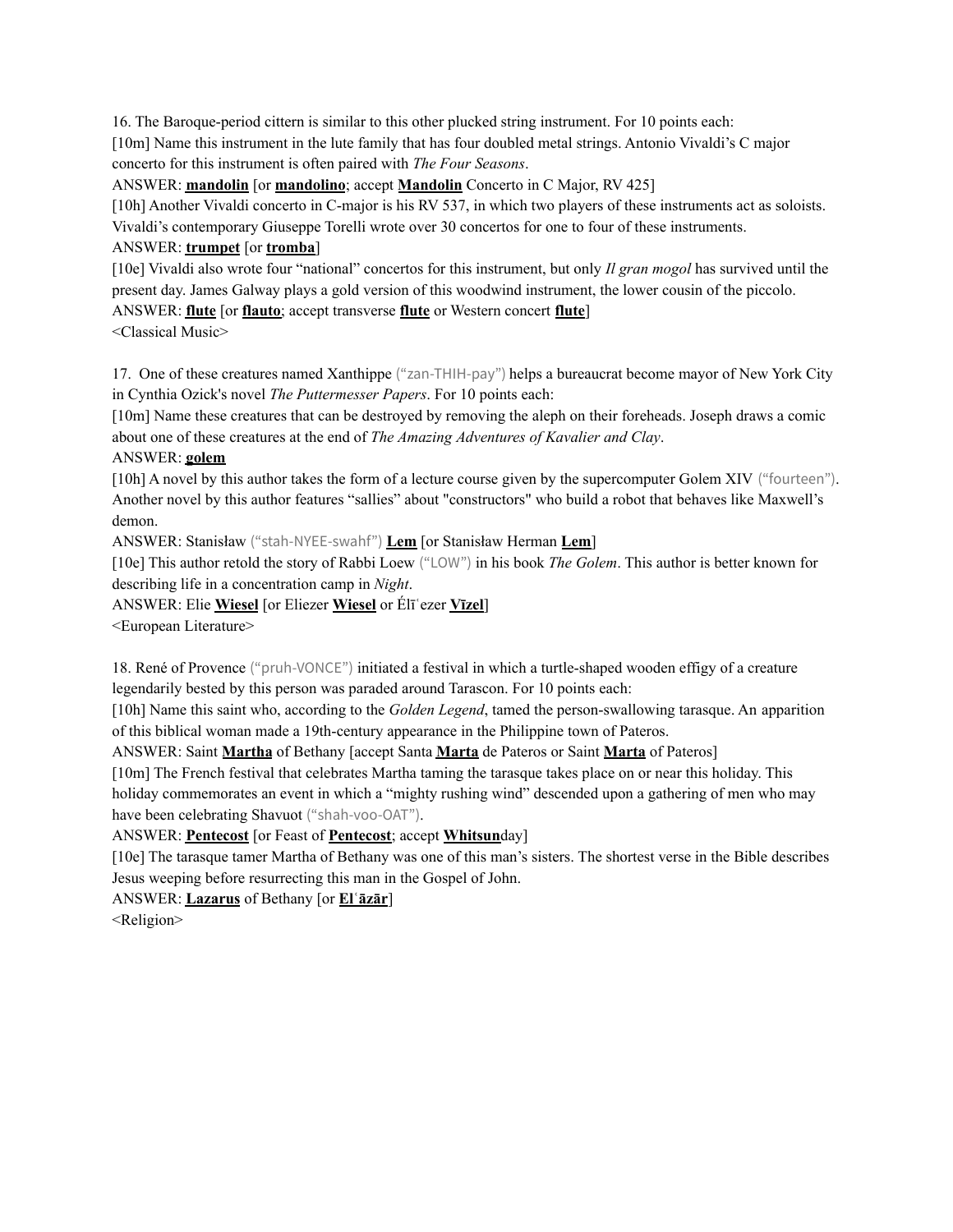16. The Baroque-period cittern is similar to this other plucked string instrument. For 10 points each:

[10m] Name this instrument in the lute family that has four doubled metal strings. Antonio Vivaldi's C major concerto for this instrument is often paired with *The Four Seasons*.

ANSWER: **mandolin** [or **mandolino**; accept **Mandolin** Concerto in C Major, RV 425]

[10h] Another Vivaldi concerto in C-major is his RV 537, in which two players of these instruments act as soloists. Vivaldi's contemporary Giuseppe Torelli wrote over 30 concertos for one to four of these instruments.

ANSWER: **trumpet** [or **tromba**]

[10e] Vivaldi also wrote four "national" concertos for this instrument, but only *Il gran mogol* has survived until the present day. James Galway plays a gold version of this woodwind instrument, the lower cousin of the piccolo.

ANSWER: **flute** [or **flauto**; accept transverse **flute** or Western concert **flute**]

<Classical Music>

17. One of these creatures named Xanthippe ("zan-THIH-pay") helps a bureaucrat become mayor of New York City in Cynthia Ozick's novel *The Puttermesser Papers*. For 10 points each:

[10m] Name these creatures that can be destroyed by removing the aleph on their foreheads. Joseph draws a comic about one of these creatures at the end of *The Amazing Adventures of Kavalier and Clay*.

ANSWER: **golem**

[10h] A novel by this author takes the form of a lecture course given by the supercomputer Golem XIV ("fourteen"). Another novel by this author features "sallies" about "constructors" who build a robot that behaves like Maxwell's demon.

ANSWER: Stanisław ("stah-NYEE-swahf") **Lem** [or Stanisław Herman **Lem**]

[10e] This author retold the story of Rabbi Loew ("LOW") in his book *The Golem*. This author is better known for describing life in a concentration camp in *Night*.

ANSWER: Elie **Wiesel** [or Eliezer **Wiesel** or Élīʿezer **Vīzel**]

<European Literature>

18. René of Provence ("pruh-VONCE") initiated a festival in which a turtle-shaped wooden effigy of a creature legendarily bested by this person was paraded around Tarascon. For 10 points each:

[10h] Name this saint who, according to the *Golden Legend*, tamed the person-swallowing tarasque. An apparition of this biblical woman made a 19th-century appearance in the Philippine town of Pateros.

ANSWER: Saint **Martha** of Bethany [accept Santa **Marta** de Pateros or Saint **Marta** of Pateros]

[10m] The French festival that celebrates Martha taming the tarasque takes place on or near this holiday. This holiday commemorates an event in which a "mighty rushing wind" descended upon a gathering of men who may have been celebrating Shavuot ("shah-voo-OAT").

ANSWER: **Pentecost** [or Feast of **Pentecost**; accept **Whitsun**day]

[10e] The tarasque tamer Martha of Bethany was one of this man's sisters. The shortest verse in the Bible describes Jesus weeping before resurrecting this man in the Gospel of John.

ANSWER: **Lazarus** of Bethany [or **Elʿāzār**]

<Religion>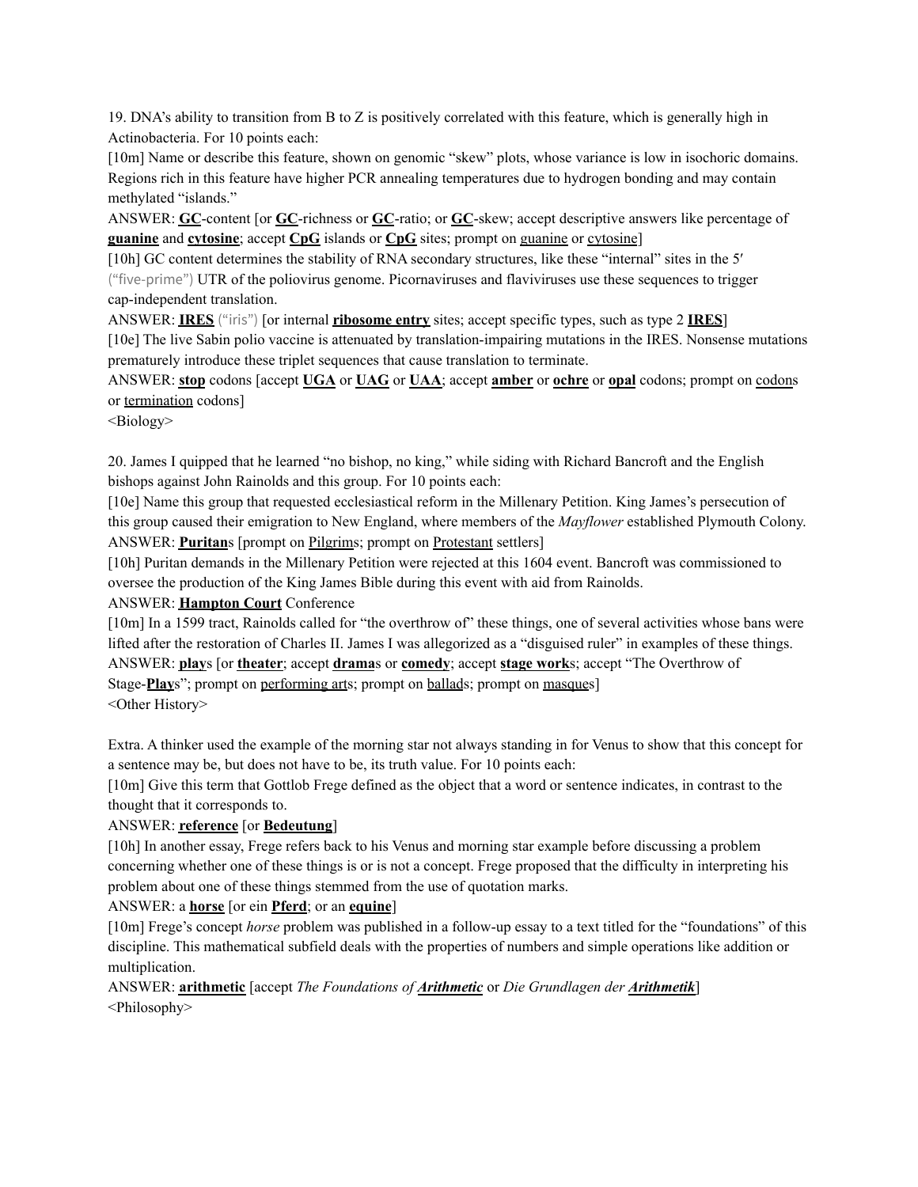19. DNA's ability to transition from B to Z is positively correlated with this feature, which is generally high in Actinobacteria. For 10 points each:

[10m] Name or describe this feature, shown on genomic "skew" plots, whose variance is low in isochoric domains. Regions rich in this feature have higher PCR annealing temperatures due to hydrogen bonding and may contain methylated "islands."

ANSWER: **GC**-content [or **GC**-richness or **GC**-ratio; or **GC**-skew; accept descriptive answers like percentage of **guanine** and **cytosine**; accept **CpG** islands or **CpG** sites; prompt on guanine or cytosine]

[10h] GC content determines the stability of RNA secondary structures, like these "internal" sites in the 5′ ("five-prime") UTR of the poliovirus genome. Picornaviruses and flaviviruses use these sequences to trigger cap-independent translation.

ANSWER: **IRES** ("iris") [or internal **ribosome entry** sites; accept specific types, such as type 2 **IRES**]

[10e] The live Sabin polio vaccine is attenuated by translation-impairing mutations in the IRES. Nonsense mutations prematurely introduce these triplet sequences that cause translation to terminate.

ANSWER: **stop** codons [accept **UGA** or **UAG** or **UAA**; accept **amber** or **ochre** or **opal** codons; prompt on codons or termination codons]

<Biology>

20. James I quipped that he learned "no bishop, no king," while siding with Richard Bancroft and the English bishops against John Rainolds and this group. For 10 points each:

[10e] Name this group that requested ecclesiastical reform in the Millenary Petition. King James's persecution of this group caused their emigration to New England, where members of the *Mayflower* established Plymouth Colony.

ANSWER: **Puritan**s [prompt on Pilgrims; prompt on Protestant settlers]

[10h] Puritan demands in the Millenary Petition were rejected at this 1604 event. Bancroft was commissioned to oversee the production of the King James Bible during this event with aid from Rainolds.

ANSWER: **Hampton Court** Conference

[10m] In a 1599 tract, Rainolds called for "the overthrow of" these things, one of several activities whose bans were lifted after the restoration of Charles II. James I was allegorized as a "disguised ruler" in examples of these things.

ANSWER: **play**s [or **theater**; accept **drama**s or **comedy**; accept **stage work**s; accept "The Overthrow of Stage-**Play**s"; prompt on performing arts; prompt on ballads; prompt on masques]

<Other History>

Extra. A thinker used the example of the morning star not always standing in for Venus to show that this concept for a sentence may be, but does not have to be, its truth value. For 10 points each:

[10m] Give this term that Gottlob Frege defined as the object that a word or sentence indicates, in contrast to the thought that it corresponds to.

ANSWER: **reference** [or **Bedeutung**]

[10h] In another essay, Frege refers back to his Venus and morning star example before discussing a problem concerning whether one of these things is or is not a concept. Frege proposed that the difficulty in interpreting his problem about one of these things stemmed from the use of quotation marks.

ANSWER: a **horse** [or ein **Pferd**; or an **equine**]

[10m] Frege's concept *horse* problem was published in a follow-up essay to a text titled for the "foundations" of this discipline. This mathematical subfield deals with the properties of numbers and simple operations like addition or multiplication.

ANSWER: **arithmetic** [accept *The Foundations of **Arithmetic*** or *Die Grundlagen der **Arithmetik***]

<Philosophy>